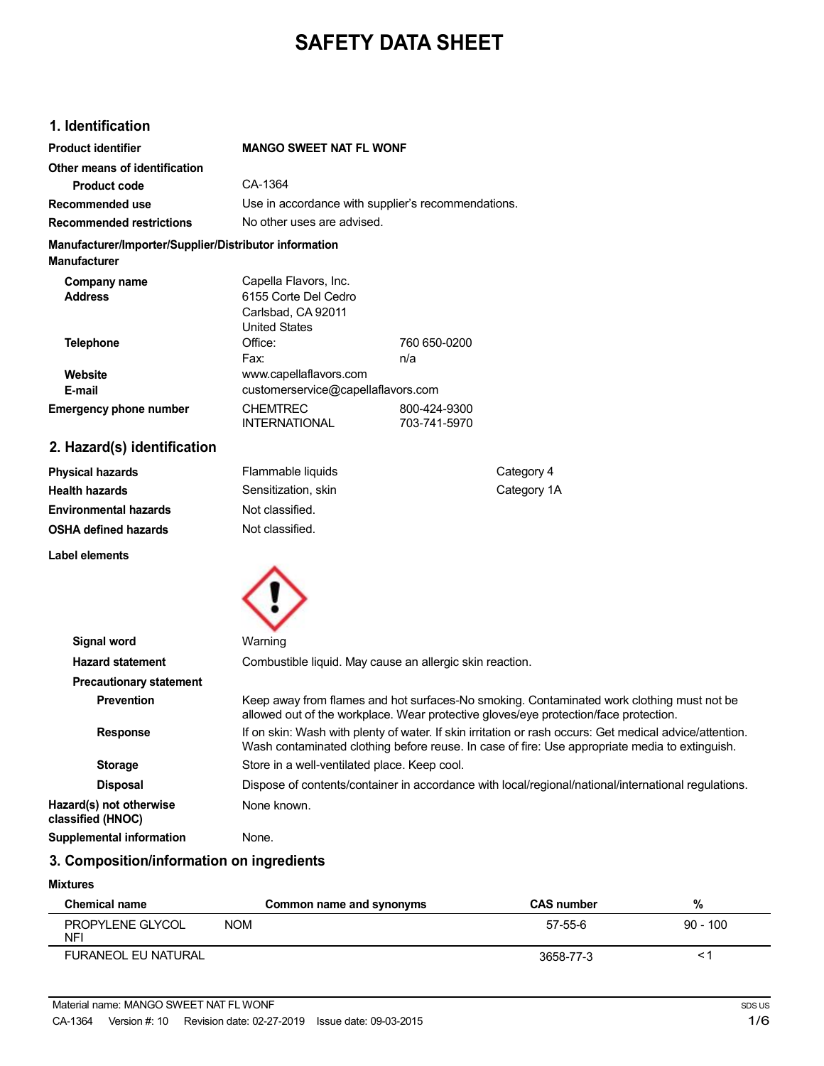# SAFETY DATA SHEET

## 1. Identification

| | |
|---|---|
| **Product identifier** | **MANGO SWEET NAT FL WONF** |
| **Other means of identification** | |
| **Product code** | CA-1364 |
| **Recommended use** | Use in accordance with supplier's recommendations. |
| **Recommended restrictions** | No other uses are advised. |

**Manufacturer/Importer/Supplier/Distributor information**

**Manufacturer**

| | | |
|---|---|---|
| **Company name** | Capella Flavors, Inc. | |
| **Address** | 6155 Corte Del Cedro<br>Carlsbad, CA 92011<br>United States | |
| **Telephone** | Office: | 760 650-0200 |
| | Fax: | n/a |
| **Website** | www.capellaflavors.com | |
| **E-mail** | customerservice@capellaflavors.com | |
| **Emergency phone number** | CHEMTREC | 800-424-9300 |
| | INTERNATIONAL | 703-741-5970 |

## 2. Hazard(s) identification

| | | |
|---|---|---|
| **Physical hazards** | Flammable liquids | Category 4 |
| **Health hazards** | Sensitization, skin | Category 1A |
| **Environmental hazards** | Not classified. | |
| **OSHA defined hazards** | Not classified. | |

**Label elements**

| | |
|---|---|
| **Signal word** | Warning |
| **Hazard statement** | Combustible liquid. May cause an allergic skin reaction. |
| **Precautionary statement** | |
| **Prevention** | Keep away from flames and hot surfaces-No smoking. Contaminated work clothing must not be allowed out of the workplace. Wear protective gloves/eye protection/face protection. |
| **Response** | If on skin: Wash with plenty of water. If skin irritation or rash occurs: Get medical advice/attention. Wash contaminated clothing before reuse. In case of fire: Use appropriate media to extinguish. |
| **Storage** | Store in a well-ventilated place. Keep cool. |
| **Disposal** | Dispose of contents/container in accordance with local/regional/national/international regulations. |
| **Hazard(s) not otherwise classified (HNOC)** | None known. |
| **Supplemental information** | None. |

## 3. Composition/information on ingredients

**Mixtures**

| Chemical name | Common name and synonyms | CAS number | % |
|---|---|---|---|
| PROPYLENE GLYCOL NFI | NOM | 57-55-6 | 90 - 100 |
| FURANEOL EU NATURAL | | 3658-77-3 | < 1 |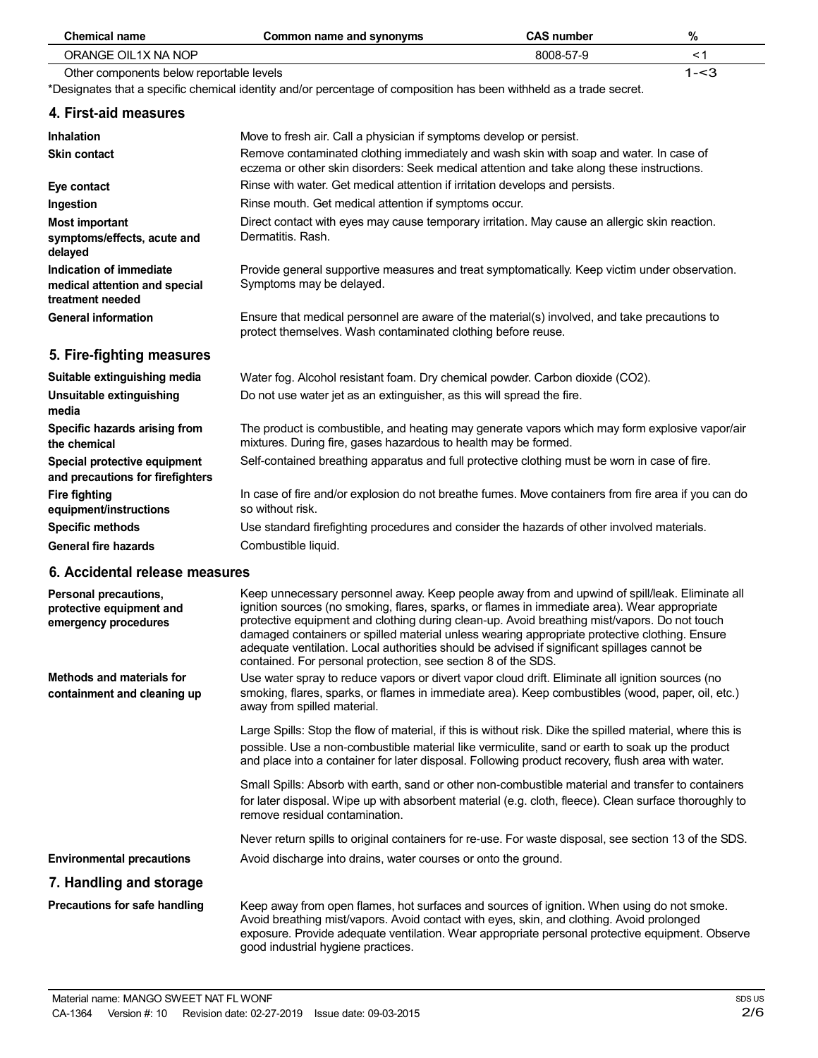| Chemical name | Common name and synonyms | CAS number | % |
| --- | --- | --- | --- |
| ORANGE OIL1X NA NOP | | 8008-57-9 | < 1 |
| Other components below reportable levels | | | 1-<3 |

*Designates that a specific chemical identity and/or percentage of composition has been withheld as a trade secret.

## 4. First-aid measures

| | |
| --- | --- |
| **Inhalation** | Move to fresh air. Call a physician if symptoms develop or persist. |
| **Skin contact** | Remove contaminated clothing immediately and wash skin with soap and water. In case of eczema or other skin disorders: Seek medical attention and take along these instructions. |
| **Eye contact** | Rinse with water. Get medical attention if irritation develops and persists. |
| **Ingestion** | Rinse mouth. Get medical attention if symptoms occur. |
| **Most important symptoms/effects, acute and delayed** | Direct contact with eyes may cause temporary irritation. May cause an allergic skin reaction. Dermatitis. Rash. |
| **Indication of immediate medical attention and special treatment needed** | Provide general supportive measures and treat symptomatically. Keep victim under observation. Symptoms may be delayed. |
| **General information** | Ensure that medical personnel are aware of the material(s) involved, and take precautions to protect themselves. Wash contaminated clothing before reuse. |

## 5. Fire-fighting measures

| | |
| --- | --- |
| **Suitable extinguishing media** | Water fog. Alcohol resistant foam. Dry chemical powder. Carbon dioxide ($CO_2$). |
| **Unsuitable extinguishing media** | Do not use water jet as an extinguisher, as this will spread the fire. |
| **Specific hazards arising from the chemical** | The product is combustible, and heating may generate vapors which may form explosive vapor/air mixtures. During fire, gases hazardous to health may be formed. |
| **Special protective equipment and precautions for firefighters** | Self-contained breathing apparatus and full protective clothing must be worn in case of fire. |
| **Fire fighting equipment/instructions** | In case of fire and/or explosion do not breathe fumes. Move containers from fire area if you can do so without risk. |
| **Specific methods** | Use standard firefighting procedures and consider the hazards of other involved materials. |
| **General fire hazards** | Combustible liquid. |

## 6. Accidental release measures

**Personal precautions, protective equipment and emergency procedures**

Keep unnecessary personnel away. Keep people away from and upwind of spill/leak. Eliminate all ignition sources (no smoking, flares, sparks, or flames in immediate area). Wear appropriate protective equipment and clothing during clean-up. Avoid breathing mist/vapors. Do not touch damaged containers or spilled material unless wearing appropriate protective clothing. Ensure adequate ventilation. Local authorities should be advised if significant spillages cannot be contained. For personal protection, see section 8 of the SDS.

**Methods and materials for containment and cleaning up**

Use water spray to reduce vapors or divert vapor cloud drift. Eliminate all ignition sources (no smoking, flares, sparks, or flames in immediate area). Keep combustibles (wood, paper, oil, etc.) away from spilled material.

Large Spills: Stop the flow of material, if this is without risk. Dike the spilled material, where this is possible. Use a non-combustible material like vermiculite, sand or earth to soak up the product and place into a container for later disposal. Following product recovery, flush area with water.

Small Spills: Absorb with earth, sand or other non-combustible material and transfer to containers for later disposal. Wipe up with absorbent material (e.g. cloth, fleece). Clean surface thoroughly to remove residual contamination.

Never return spills to original containers for re-use. For waste disposal, see section 13 of the SDS.

**Environmental precautions**

Avoid discharge into drains, water courses or onto the ground.

## 7. Handling and storage

**Precautions for safe handling**

Keep away from open flames, hot surfaces and sources of ignition. When using do not smoke. Avoid breathing mist/vapors. Avoid contact with eyes, skin, and clothing. Avoid prolonged exposure. Provide adequate ventilation. Wear appropriate personal protective equipment. Observe good industrial hygiene practices.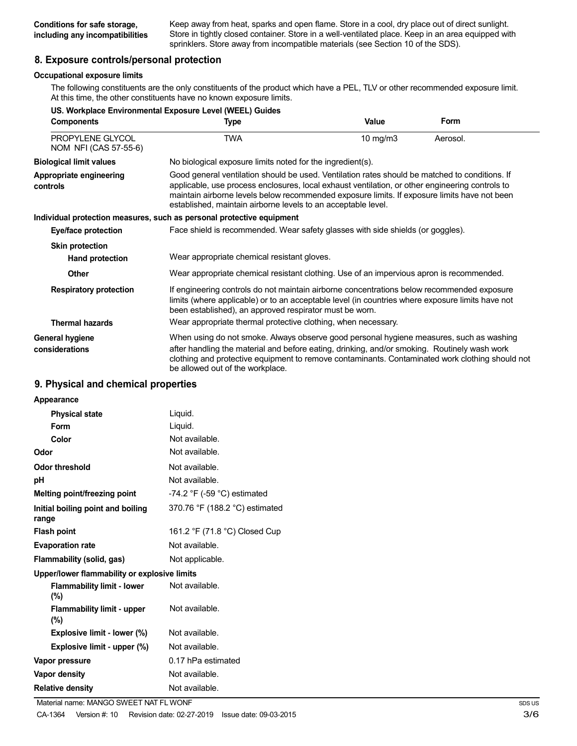| | |
|---|---|
| **Conditions for safe storage, including any incompatibilities** | Keep away from heat, sparks and open flame. Store in a cool, dry place out of direct sunlight. Store in tightly closed container. Store in a well-ventilated place. Keep in an area equipped with sprinklers. Store away from incompatible materials (see Section 10 of the SDS). |

## 8. Exposure controls/personal protection

**Occupational exposure limits**

The following constituents are the only constituents of the product which have a PEL, TLV or other recommended exposure limit. At this time, the other constituents have no known exposure limits.

**US. Workplace Environmental Exposure Level (WEEL) Guides**

| Components | Type | Value | Form |
|---|---|---|---|
| PROPYLENE GLYCOL NOM NFI (CAS 57-55-6) | TWA | 10 mg/m3 | Aerosol. |

| | |
|---|---|
| **Biological limit values** | No biological exposure limits noted for the ingredient(s). |
| **Appropriate engineering controls** | Good general ventilation should be used. Ventilation rates should be matched to conditions. If applicable, use process enclosures, local exhaust ventilation, or other engineering controls to maintain airborne levels below recommended exposure limits. If exposure limits have not been established, maintain airborne levels to an acceptable level. |

**Individual protection measures, such as personal protective equipment**

| | |
|---|---|
| **Eye/face protection** | Face shield is recommended. Wear safety glasses with side shields (or goggles). |
| **Skin protection** | |
| **Hand protection** | Wear appropriate chemical resistant gloves. |
| **Other** | Wear appropriate chemical resistant clothing. Use of an impervious apron is recommended. |
| **Respiratory protection** | If engineering controls do not maintain airborne concentrations below recommended exposure limits (where applicable) or to an acceptable level (in countries where exposure limits have not been established), an approved respirator must be worn. |
| **Thermal hazards** | Wear appropriate thermal protective clothing, when necessary. |
| **General hygiene considerations** | When using do not smoke. Always observe good personal hygiene measures, such as washing after handling the material and before eating, drinking, and/or smoking. Routinely wash work clothing and protective equipment to remove contaminants. Contaminated work clothing should not be allowed out of the workplace. |

## 9. Physical and chemical properties

| | |
|---|---|
| **Appearance** | |
| **Physical state** | Liquid. |
| **Form** | Liquid. |
| **Color** | Not available. |
| **Odor** | Not available. |
| **Odor threshold** | Not available. |
| **pH** | Not available. |
| **Melting point/freezing point** | -74.2 °F (-59 °C) estimated |
| **Initial boiling point and boiling range** | 370.76 °F (188.2 °C) estimated |
| **Flash point** | 161.2 °F (71.8 °C) Closed Cup |
| **Evaporation rate** | Not available. |
| **Flammability (solid, gas)** | Not applicable. |
| **Upper/lower flammability or explosive limits** | |
| **Flammability limit - lower (%)** | Not available. |
| **Flammability limit - upper (%)** | Not available. |
| **Explosive limit - lower (%)** | Not available. |
| **Explosive limit - upper (%)** | Not available. |
| **Vapor pressure** | 0.17 hPa estimated |
| **Vapor density** | Not available. |
| **Relative density** | Not available. |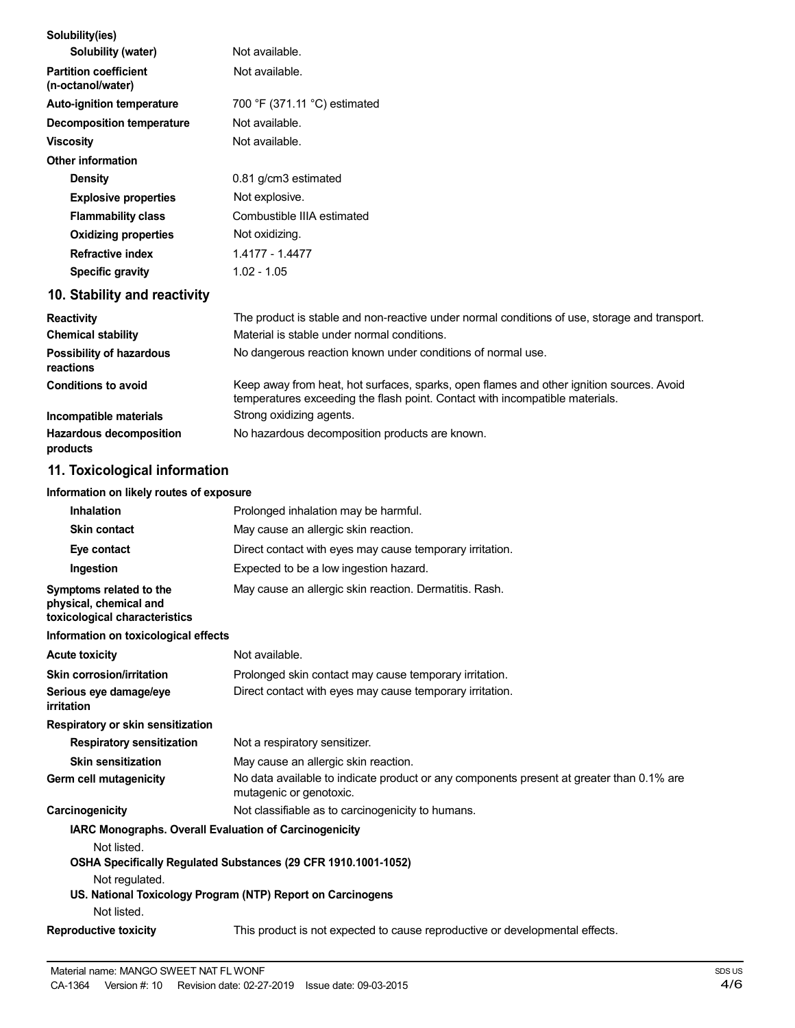| Solubility(ies) | |
|---|---|
| Solubility (water) | Not available. |
| Partition coefficient (n-octanol/water) | Not available. |
| Auto-ignition temperature | 700 °F (371.11 °C) estimated |
| Decomposition temperature | Not available. |
| Viscosity | Not available. |
| **Other information** | |
| Density | 0.81 g/cm3 estimated |
| Explosive properties | Not explosive. |
| Flammability class | Combustible IIIA estimated |
| Oxidizing properties | Not oxidizing. |
| Refractive index | 1.4177 - 1.4477 |
| Specific gravity | 1.02 - 1.05 |

## 10. Stability and reactivity

| | |
|---|---|
| **Reactivity** | The product is stable and non-reactive under normal conditions of use, storage and transport. |
| **Chemical stability** | Material is stable under normal conditions. |
| **Possibility of hazardous reactions** | No dangerous reaction known under conditions of normal use. |
| **Conditions to avoid** | Keep away from heat, hot surfaces, sparks, open flames and other ignition sources. Avoid temperatures exceeding the flash point. Contact with incompatible materials. |
| **Incompatible materials** | Strong oxidizing agents. |
| **Hazardous decomposition products** | No hazardous decomposition products are known. |

## 11. Toxicological information

**Information on likely routes of exposure**

| | |
|---|---|
| **Inhalation** | Prolonged inhalation may be harmful. |
| **Skin contact** | May cause an allergic skin reaction. |
| **Eye contact** | Direct contact with eyes may cause temporary irritation. |
| **Ingestion** | Expected to be a low ingestion hazard. |
| **Symptoms related to the physical, chemical and toxicological characteristics** | May cause an allergic skin reaction. Dermatitis. Rash. |

**Information on toxicological effects**

| | |
|---|---|
| **Acute toxicity** | Not available. |
| **Skin corrosion/irritation** | Prolonged skin contact may cause temporary irritation. |
| **Serious eye damage/eye irritation** | Direct contact with eyes may cause temporary irritation. |
| **Respiratory or skin sensitization** | |
| **Respiratory sensitization** | Not a respiratory sensitizer. |
| **Skin sensitization** | May cause an allergic skin reaction. |
| **Germ cell mutagenicity** | No data available to indicate product or any components present at greater than 0.1% are mutagenic or genotoxic. |
| **Carcinogenicity** | Not classifiable as to carcinogenicity to humans. |

**IARC Monographs. Overall Evaluation of Carcinogenicity**

Not listed.

**OSHA Specifically Regulated Substances (29 CFR 1910.1001-1052)**

Not regulated.

**US. National Toxicology Program (NTP) Report on Carcinogens**

Not listed.

| | |
|---|---|
| **Reproductive toxicity** | This product is not expected to cause reproductive or developmental effects. |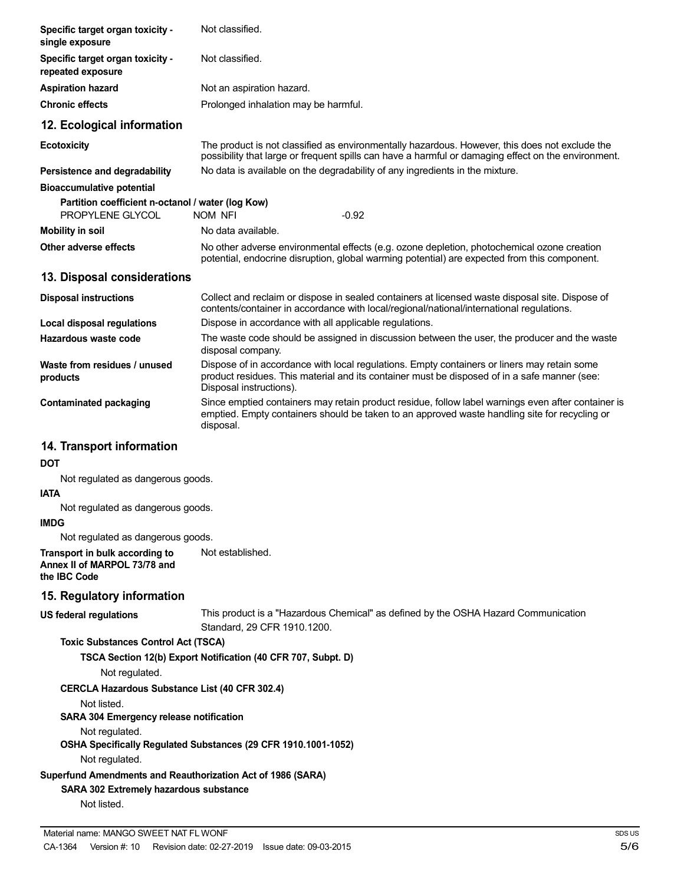| | |
|---|---|
| **Specific target organ toxicity - single exposure** | Not classified. |
| **Specific target organ toxicity - repeated exposure** | Not classified. |
| **Aspiration hazard** | Not an aspiration hazard. |
| **Chronic effects** | Prolonged inhalation may be harmful. |

## 12. Ecological information

| | |
|---|---|
| **Ecotoxicity** | The product is not classified as environmentally hazardous. However, this does not exclude the possibility that large or frequent spills can have a harmful or damaging effect on the environment. |
| **Persistence and degradability** | No data is available on the degradability of any ingredients in the mixture. |
| **Bioaccumulative potential** | |

**Partition coefficient n-octanol / water (log Kow)**

| | | |
|---|---|---|
| PROPYLENE GLYCOL | NOM NFI | -0.92 |

| | |
|---|---|
| **Mobility in soil** | No data available. |
| **Other adverse effects** | No other adverse environmental effects (e.g. ozone depletion, photochemical ozone creation potential, endocrine disruption, global warming potential) are expected from this component. |

## 13. Disposal considerations

| | |
|---|---|
| **Disposal instructions** | Collect and reclaim or dispose in sealed containers at licensed waste disposal site. Dispose of contents/container in accordance with local/regional/national/international regulations. |
| **Local disposal regulations** | Dispose in accordance with all applicable regulations. |
| **Hazardous waste code** | The waste code should be assigned in discussion between the user, the producer and the waste disposal company. |
| **Waste from residues / unused products** | Dispose of in accordance with local regulations. Empty containers or liners may retain some product residues. This material and its container must be disposed of in a safe manner (see: Disposal instructions). |
| **Contaminated packaging** | Since emptied containers may retain product residue, follow label warnings even after container is emptied. Empty containers should be taken to an approved waste handling site for recycling or disposal. |

## 14. Transport information

**DOT**

Not regulated as dangerous goods.

**IATA**

Not regulated as dangerous goods.

**IMDG**

Not regulated as dangerous goods.

| | |
|---|---|
| **Transport in bulk according to Annex II of MARPOL 73/78 and the IBC Code** | Not established. |

## 15. Regulatory information

| | |
|---|---|
| **US federal regulations** | This product is a "Hazardous Chemical" as defined by the OSHA Hazard Communication Standard, 29 CFR 1910.1200. |

**Toxic Substances Control Act (TSCA)**

**TSCA Section 12(b) Export Notification (40 CFR 707, Subpt. D)**

Not regulated.

**CERCLA Hazardous Substance List (40 CFR 302.4)**

Not listed.

**SARA 304 Emergency release notification**

Not regulated.

**OSHA Specifically Regulated Substances (29 CFR 1910.1001-1052)**

Not regulated.

**Superfund Amendments and Reauthorization Act of 1986 (SARA)**

**SARA 302 Extremely hazardous substance**

Not listed.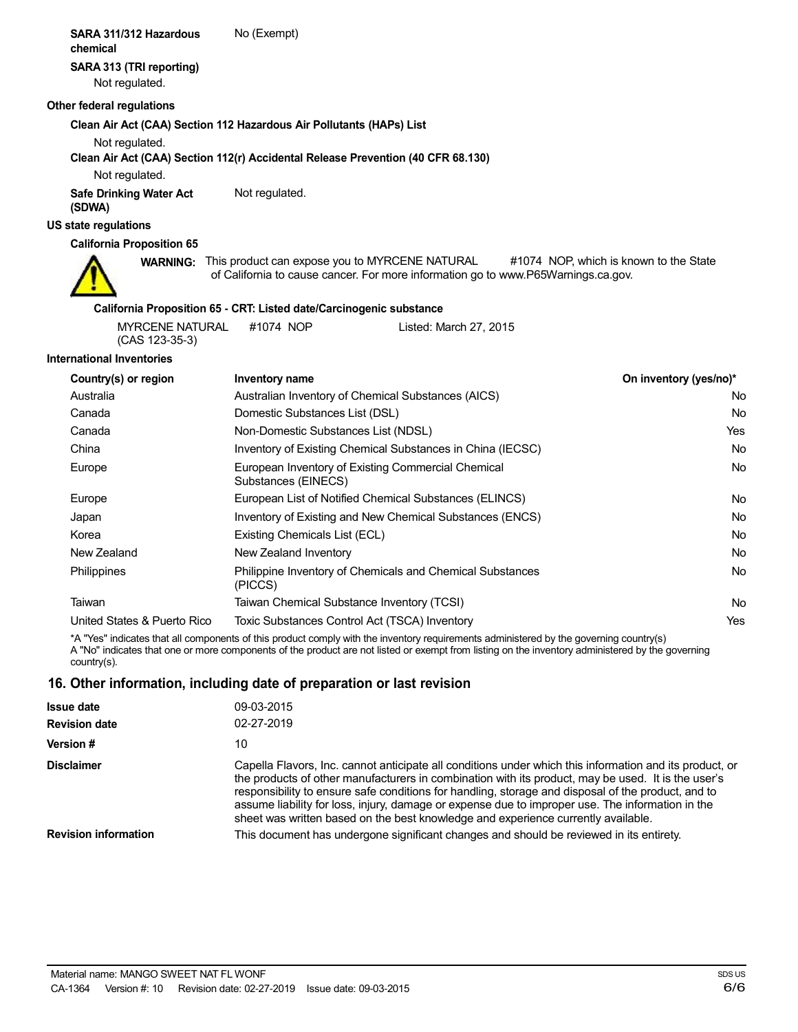**SARA 311/312 Hazardous chemical** No (Exempt)

**SARA 313 (TRI reporting)**

Not regulated.

**Other federal regulations**

**Clean Air Act (CAA) Section 112 Hazardous Air Pollutants (HAPs) List**

Not regulated.

**Clean Air Act (CAA) Section 112(r) Accidental Release Prevention (40 CFR 68.130)**

Not regulated.

**Safe Drinking Water Act (SDWA)** Not regulated.

**US state regulations**

**California Proposition 65**

**WARNING:** This product can expose you to MYRCENE NATURAL #1074 NOP, which is known to the State of California to cause cancer. For more information go to www.P65Warnings.ca.gov.

**California Proposition 65 - CRT: Listed date/Carcinogenic substance**

MYRCENE NATURAL #1074 NOP (CAS 123-35-3) Listed: March 27, 2015

**International Inventories**

| Country(s) or region | Inventory name | On inventory (yes/no)* |
|---|---|---|
| Australia | Australian Inventory of Chemical Substances (AICS) | No |
| Canada | Domestic Substances List (DSL) | No |
| Canada | Non-Domestic Substances List (NDSL) | Yes |
| China | Inventory of Existing Chemical Substances in China (IECSC) | No |
| Europe | European Inventory of Existing Commercial Chemical Substances (EINECS) | No |
| Europe | European List of Notified Chemical Substances (ELINCS) | No |
| Japan | Inventory of Existing and New Chemical Substances (ENCS) | No |
| Korea | Existing Chemicals List (ECL) | No |
| New Zealand | New Zealand Inventory | No |
| Philippines | Philippine Inventory of Chemicals and Chemical Substances (PICCS) | No |
| Taiwan | Taiwan Chemical Substance Inventory (TCSI) | No |
| United States & Puerto Rico | Toxic Substances Control Act (TSCA) Inventory | Yes |

*A "Yes" indicates that all components of this product comply with the inventory requirements administered by the governing country(s)
A "No" indicates that one or more components of the product are not listed or exempt from listing on the inventory administered by the governing country(s).

## 16. Other information, including date of preparation or last revision

**Issue date** 09-03-2015

**Revision date** 02-27-2019

**Version #** 10

**Disclaimer** Capella Flavors, Inc. cannot anticipate all conditions under which this information and its product, or the products of other manufacturers in combination with its product, may be used. It is the user's responsibility to ensure safe conditions for handling, storage and disposal of the product, and to assume liability for loss, injury, damage or expense due to improper use. The information in the sheet was written based on the best knowledge and experience currently available.

**Revision information** This document has undergone significant changes and should be reviewed in its entirety.